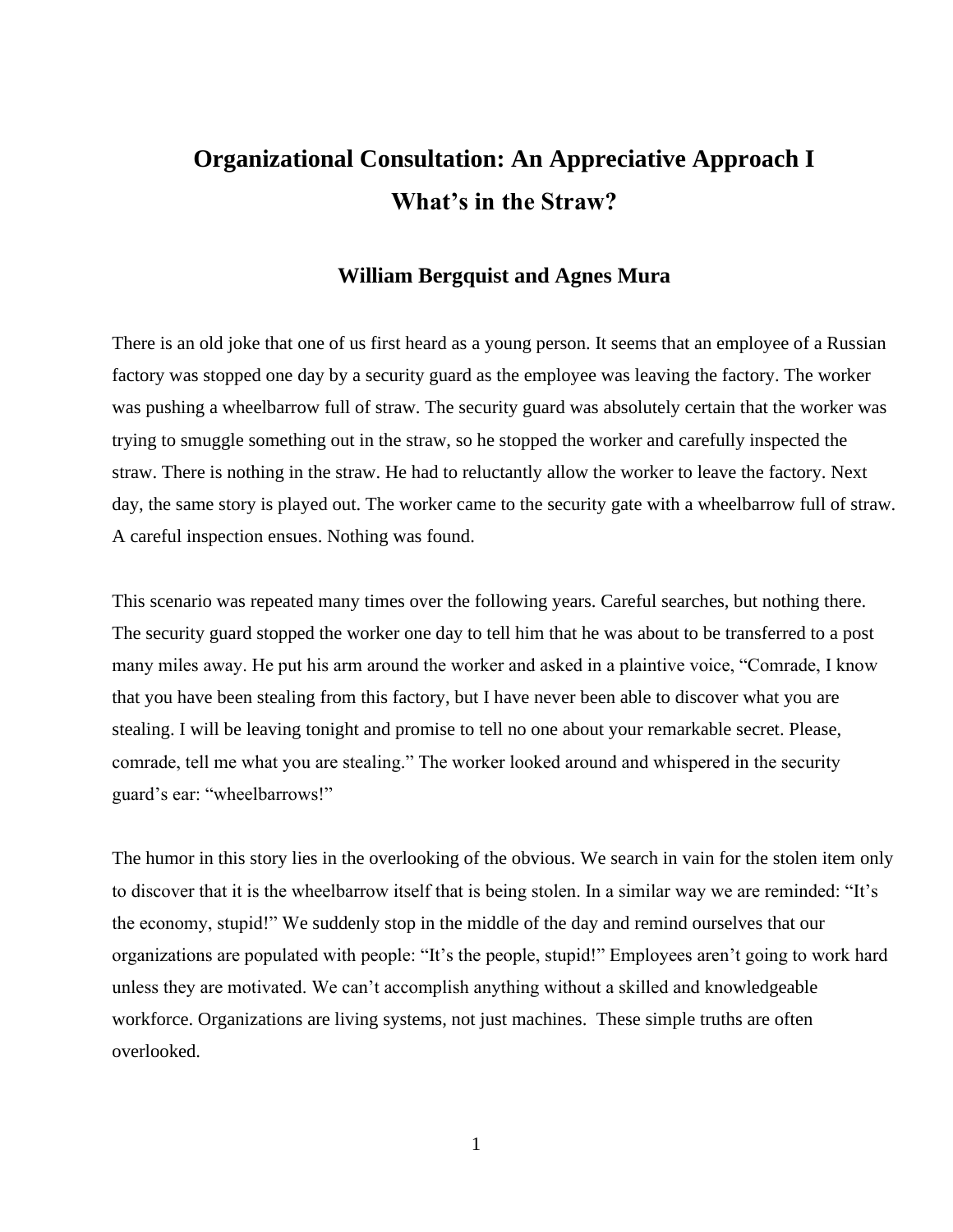# Organizational Consultation: An Appreciative Approach I
## What's in the Straw?

### William Bergquist and Agnes Mura

There is an old joke that one of us first heard as a young person. It seems that an employee of a Russian factory was stopped one day by a security guard as the employee was leaving the factory. The worker was pushing a wheelbarrow full of straw. The security guard was absolutely certain that the worker was trying to smuggle something out in the straw, so he stopped the worker and carefully inspected the straw. There is nothing in the straw. He had to reluctantly allow the worker to leave the factory. Next day, the same story is played out. The worker came to the security gate with a wheelbarrow full of straw. A careful inspection ensues. Nothing was found.

This scenario was repeated many times over the following years. Careful searches, but nothing there. The security guard stopped the worker one day to tell him that he was about to be transferred to a post many miles away. He put his arm around the worker and asked in a plaintive voice, "Comrade, I know that you have been stealing from this factory, but I have never been able to discover what you are stealing. I will be leaving tonight and promise to tell no one about your remarkable secret. Please, comrade, tell me what you are stealing." The worker looked around and whispered in the security guard's ear: "wheelbarrows!"

The humor in this story lies in the overlooking of the obvious. We search in vain for the stolen item only to discover that it is the wheelbarrow itself that is being stolen. In a similar way we are reminded: "It's the economy, stupid!" We suddenly stop in the middle of the day and remind ourselves that our organizations are populated with people: "It's the people, stupid!" Employees aren't going to work hard unless they are motivated. We can't accomplish anything without a skilled and knowledgeable workforce. Organizations are living systems, not just machines. These simple truths are often overlooked.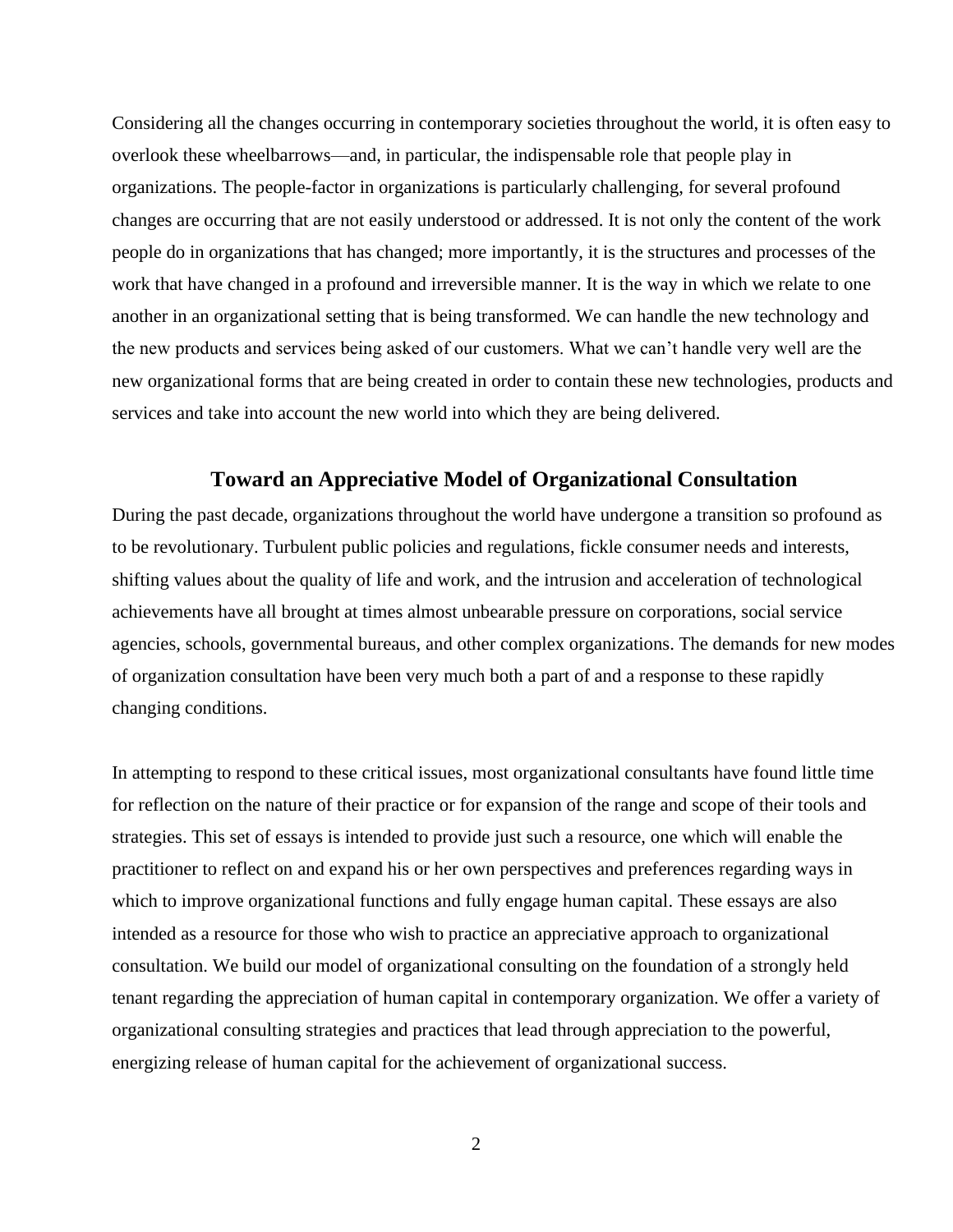Considering all the changes occurring in contemporary societies throughout the world, it is often easy to overlook these wheelbarrows—and, in particular, the indispensable role that people play in organizations. The people-factor in organizations is particularly challenging, for several profound changes are occurring that are not easily understood or addressed. It is not only the content of the work people do in organizations that has changed; more importantly, it is the structures and processes of the work that have changed in a profound and irreversible manner. It is the way in which we relate to one another in an organizational setting that is being transformed. We can handle the new technology and the new products and services being asked of our customers. What we can't handle very well are the new organizational forms that are being created in order to contain these new technologies, products and services and take into account the new world into which they are being delivered.

## Toward an Appreciative Model of Organizational Consultation

During the past decade, organizations throughout the world have undergone a transition so profound as to be revolutionary. Turbulent public policies and regulations, fickle consumer needs and interests, shifting values about the quality of life and work, and the intrusion and acceleration of technological achievements have all brought at times almost unbearable pressure on corporations, social service agencies, schools, governmental bureaus, and other complex organizations. The demands for new modes of organization consultation have been very much both a part of and a response to these rapidly changing conditions.

In attempting to respond to these critical issues, most organizational consultants have found little time for reflection on the nature of their practice or for expansion of the range and scope of their tools and strategies. This set of essays is intended to provide just such a resource, one which will enable the practitioner to reflect on and expand his or her own perspectives and preferences regarding ways in which to improve organizational functions and fully engage human capital. These essays are also intended as a resource for those who wish to practice an appreciative approach to organizational consultation. We build our model of organizational consulting on the foundation of a strongly held tenant regarding the appreciation of human capital in contemporary organization. We offer a variety of organizational consulting strategies and practices that lead through appreciation to the powerful, energizing release of human capital for the achievement of organizational success.